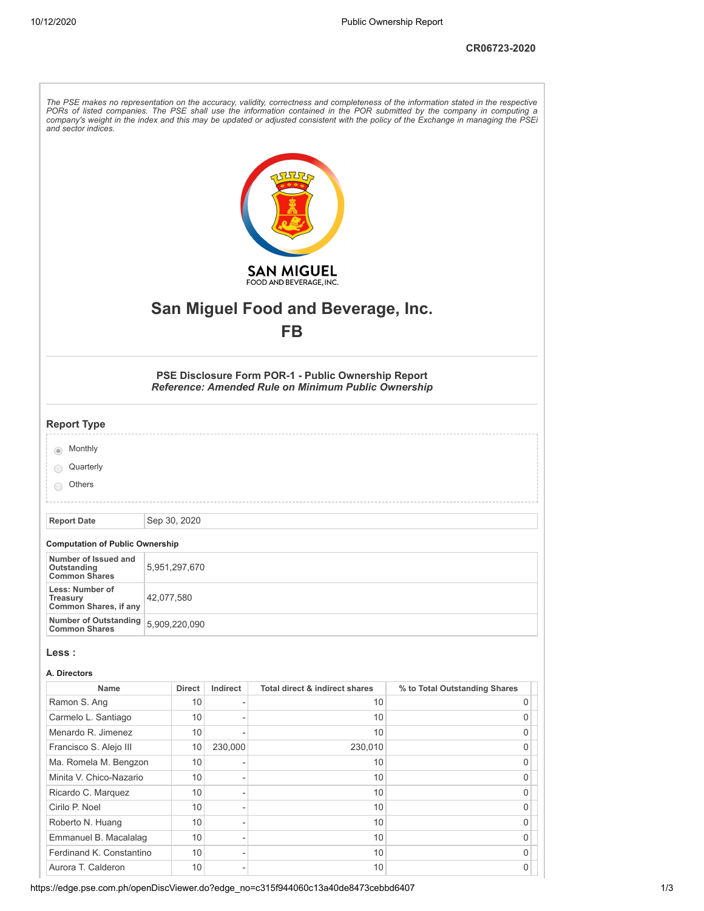CR06723-2020

*The PSE makes no representation on the accuracy, validity, correctness and completeness of the information stated in the respective PORs of listed companies. The PSE shall use the information contained in the POR submitted by the company in computing a company's weight in the index and this may be updated or adjusted consistent with the policy of the Exchange in managing the PSEi and sector indices.*

# San Miguel Food and Beverage, Inc.
## FB

### PSE Disclosure Form POR-1 - Public Ownership Report
***Reference: Amended Rule on Minimum Public Ownership***

## Report Type

- (•) Monthly
- ( ) Quarterly
- ( ) Others

| Report Date | Sep 30, 2020 |
|---|---|

**Computation of Public Ownership**

| | |
|---|---|
| Number of Issued and Outstanding Common Shares | 5,951,297,670 |
| Less: Number of Treasury Common Shares, if any | 42,077,580 |
| Number of Outstanding Common Shares | 5,909,220,090 |

## Less :

**A. Directors**

| Name | Direct | Indirect | Total direct & indirect shares | % to Total Outstanding Shares |
|---|---|---|---|---|
| Ramon S. Ang | 10 | - | 10 | 0 |
| Carmelo L. Santiago | 10 | - | 10 | 0 |
| Menardo R. Jimenez | 10 | - | 10 | 0 |
| Francisco S. Alejo III | 10 | 230,000 | 230,010 | 0 |
| Ma. Romela M. Bengzon | 10 | - | 10 | 0 |
| Minita V. Chico-Nazario | 10 | - | 10 | 0 |
| Ricardo C. Marquez | 10 | - | 10 | 0 |
| Cirilo P. Noel | 10 | - | 10 | 0 |
| Roberto N. Huang | 10 | - | 10 | 0 |
| Emmanuel B. Macalalag | 10 | - | 10 | 0 |
| Ferdinand K. Constantino | 10 | - | 10 | 0 |
| Aurora T. Calderon | 10 | - | 10 | 0 |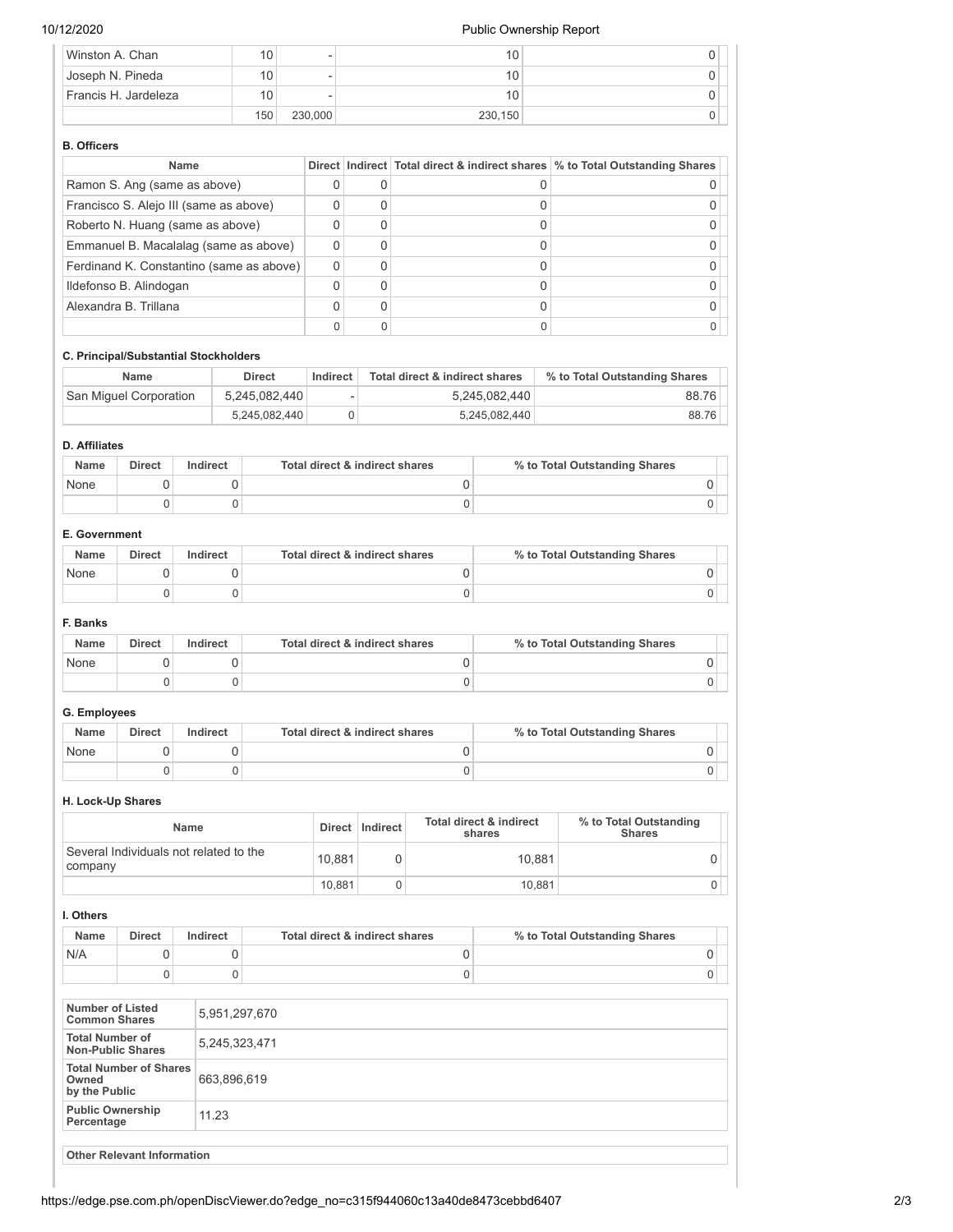| | | | | |
|---|---|---|---|---|
| Winston A. Chan | 10 | - | 10 | 0 |
| Joseph N. Pineda | 10 | - | 10 | 0 |
| Francis H. Jardeleza | 10 | - | 10 | 0 |
| | 150 | 230,000 | 230,150 | 0 |

**B. Officers**

| Name | Direct | Indirect | Total direct & indirect shares | % to Total Outstanding Shares |
|---|---|---|---|---|
| Ramon S. Ang (same as above) | 0 | 0 | 0 | 0 |
| Francisco S. Alejo III (same as above) | 0 | 0 | 0 | 0 |
| Roberto N. Huang (same as above) | 0 | 0 | 0 | 0 |
| Emmanuel B. Macalalag (same as above) | 0 | 0 | 0 | 0 |
| Ferdinand K. Constantino (same as above) | 0 | 0 | 0 | 0 |
| Ildefonso B. Alindogan | 0 | 0 | 0 | 0 |
| Alexandra B. Trillana | 0 | 0 | 0 | 0 |
| | 0 | 0 | 0 | 0 |

**C. Principal/Substantial Stockholders**

| Name | Direct | Indirect | Total direct & indirect shares | % to Total Outstanding Shares |
|---|---|---|---|---|
| San Miguel Corporation | 5,245,082,440 | - | 5,245,082,440 | 88.76 |
| | 5,245,082,440 | 0 | 5,245,082,440 | 88.76 |

**D. Affiliates**

| Name | Direct | Indirect | Total direct & indirect shares | % to Total Outstanding Shares |
|---|---|---|---|---|
| None | 0 | 0 | 0 | 0 |
| | 0 | 0 | 0 | 0 |

**E. Government**

| Name | Direct | Indirect | Total direct & indirect shares | % to Total Outstanding Shares |
|---|---|---|---|---|
| None | 0 | 0 | 0 | 0 |
| | 0 | 0 | 0 | 0 |

**F. Banks**

| Name | Direct | Indirect | Total direct & indirect shares | % to Total Outstanding Shares |
|---|---|---|---|---|
| None | 0 | 0 | 0 | 0 |
| | 0 | 0 | 0 | 0 |

**G. Employees**

| Name | Direct | Indirect | Total direct & indirect shares | % to Total Outstanding Shares |
|---|---|---|---|---|
| None | 0 | 0 | 0 | 0 |
| | 0 | 0 | 0 | 0 |

**H. Lock-Up Shares**

| Name | Direct | Indirect | Total direct & indirect shares | % to Total Outstanding Shares |
|---|---|---|---|---|
| Several Individuals not related to the company | 10,881 | 0 | 10,881 | 0 |
| | 10,881 | 0 | 10,881 | 0 |

**I. Others**

| Name | Direct | Indirect | Total direct & indirect shares | % to Total Outstanding Shares |
|---|---|---|---|---|
| N/A | 0 | 0 | 0 | 0 |
| | 0 | 0 | 0 | 0 |

| | |
|---|---|
| **Number of Listed Common Shares** | 5,951,297,670 |
| **Total Number of Non-Public Shares** | 5,245,323,471 |
| **Total Number of Shares Owned by the Public** | 663,896,619 |
| **Public Ownership Percentage** | 11.23 |

**Other Relevant Information**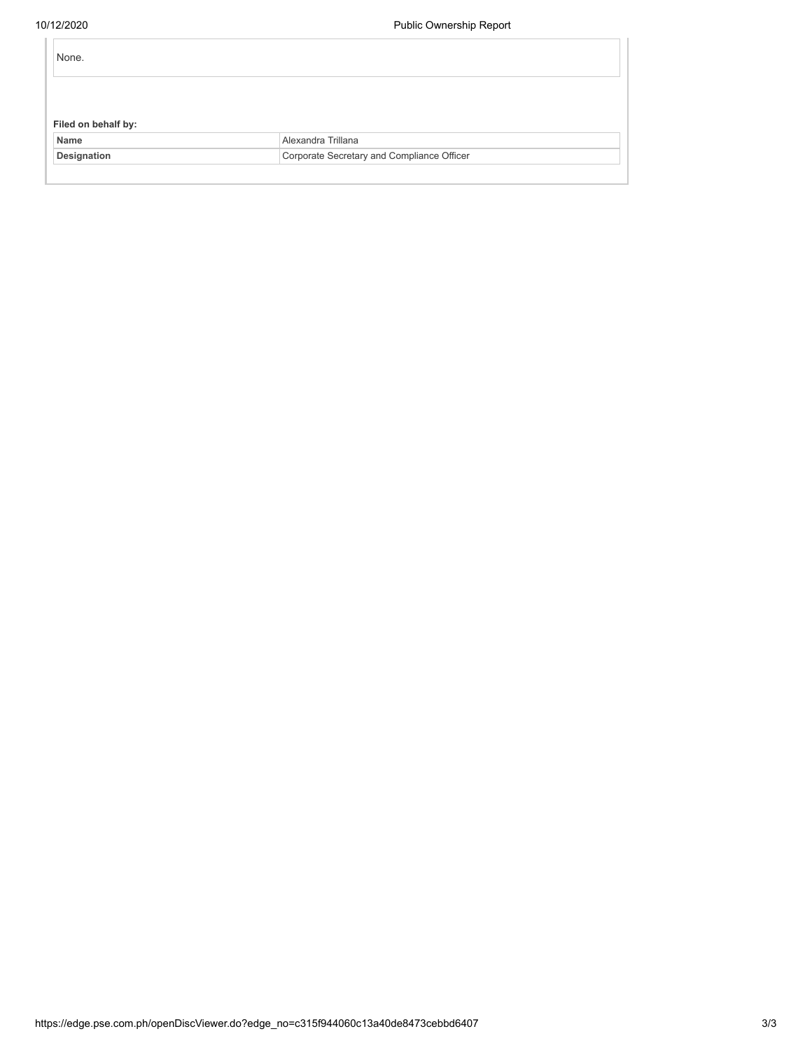None.

**Filed on behalf by:**

| | |
|---|---|
| **Name** | Alexandra Trillana |
| **Designation** | Corporate Secretary and Compliance Officer |